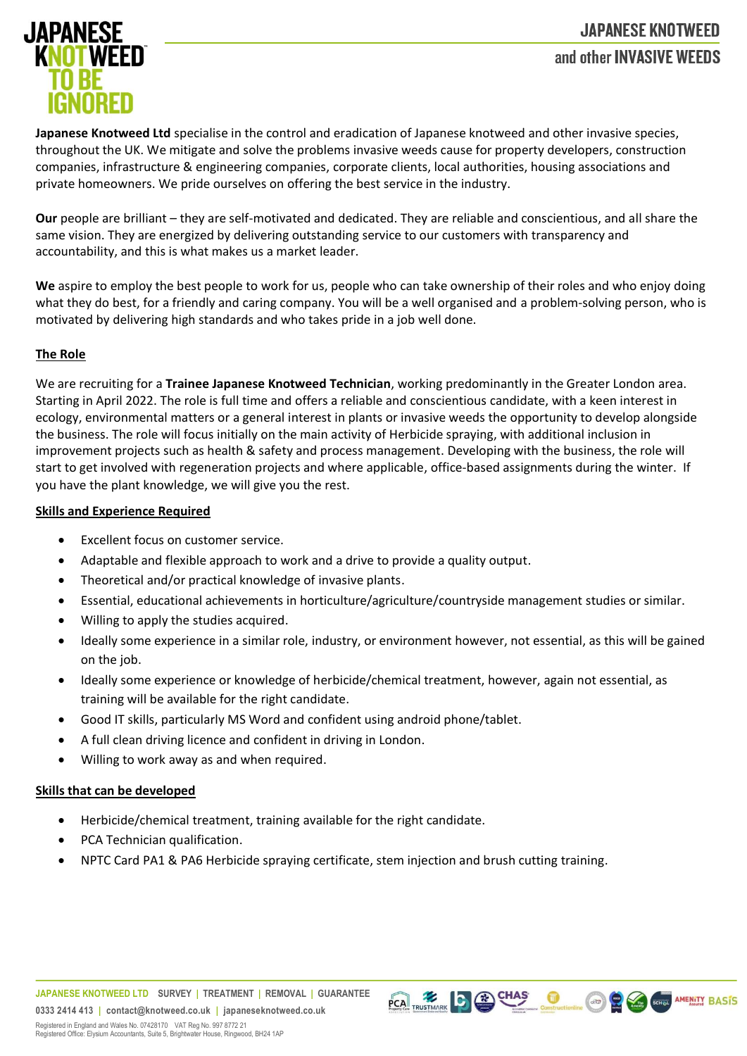# JAPANESE KNOTWEED and other INVASIVE WEEDS

**Japanese Knotweed Ltd** specialise in the control and eradication of Japanese knotweed and other invasive species, throughout the UK. We mitigate and solve the problems invasive weeds cause for property developers, construction companies, infrastructure & engineering companies, corporate clients, local authorities, housing associations and private homeowners. We pride ourselves on offering the best service in the industry.

**Our** people are brilliant – they are self-motivated and dedicated. They are reliable and conscientious, and all share the same vision. They are energized by delivering outstanding service to our customers with transparency and accountability, and this is what makes us a market leader.

**We** aspire to employ the best people to work for us, people who can take ownership of their roles and who enjoy doing what they do best, for a friendly and caring company. You will be a well organised and a problem-solving person, who is motivated by delivering high standards and who takes pride in a job well done.

## The Role

We are recruiting for a **Trainee Japanese Knotweed Technician**, working predominantly in the Greater London area. Starting in April 2022. The role is full time and offers a reliable and conscientious candidate, with a keen interest in ecology, environmental matters or a general interest in plants or invasive weeds the opportunity to develop alongside the business. The role will focus initially on the main activity of Herbicide spraying, with additional inclusion in improvement projects such as health & safety and process management. Developing with the business, the role will start to get involved with regeneration projects and where applicable, office-based assignments during the winter. If you have the plant knowledge, we will give you the rest.

## Skills and Experience Required

- Excellent focus on customer service.
- Adaptable and flexible approach to work and a drive to provide a quality output.
- Theoretical and/or practical knowledge of invasive plants.
- Essential, educational achievements in horticulture/agriculture/countryside management studies or similar.
- Willing to apply the studies acquired.
- Ideally some experience in a similar role, industry, or environment however, not essential, as this will be gained on the job.
- Ideally some experience or knowledge of herbicide/chemical treatment, however, again not essential, as training will be available for the right candidate.
- Good IT skills, particularly MS Word and confident using android phone/tablet.
- A full clean driving licence and confident in driving in London.
- Willing to work away as and when required.

## Skills that can be developed

- Herbicide/chemical treatment, training available for the right candidate.
- PCA Technician qualification.
- NPTC Card PA1 & PA6 Herbicide spraying certificate, stem injection and brush cutting training.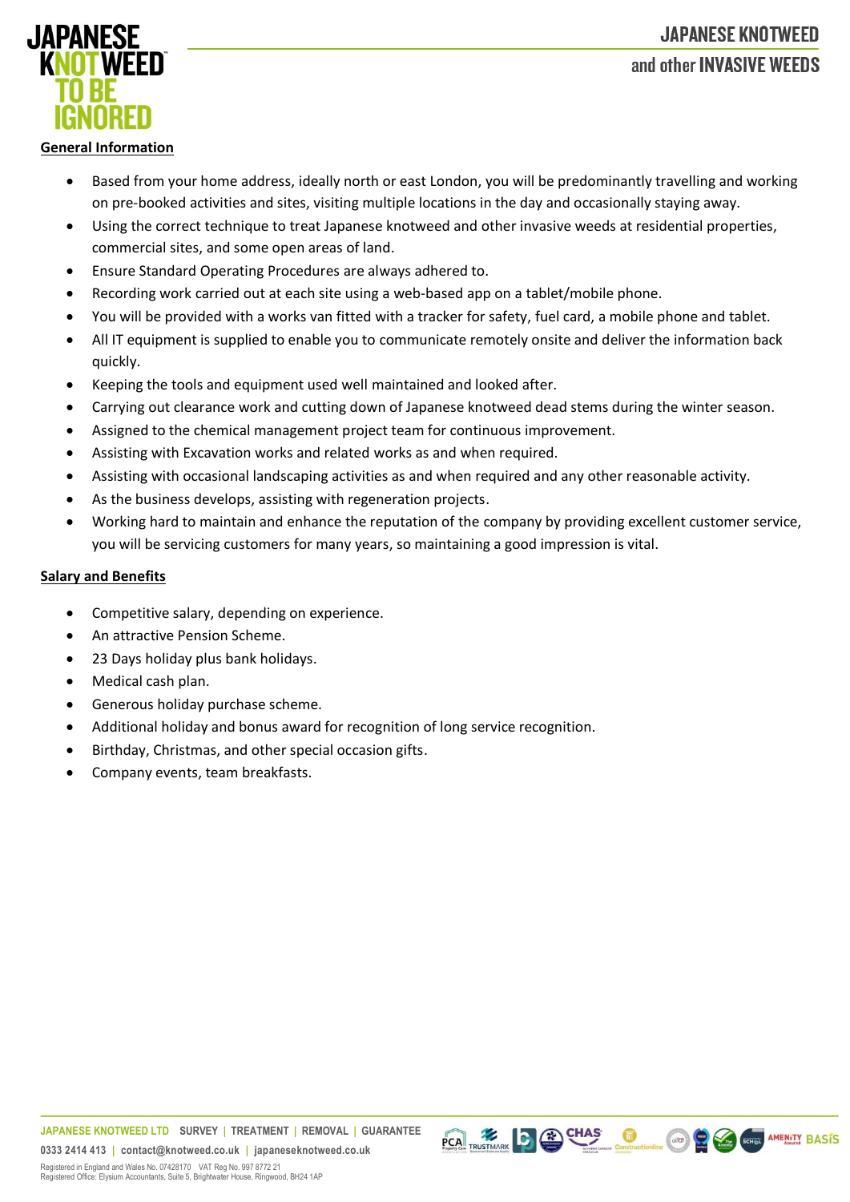## General Information

- Based from your home address, ideally north or east London, you will be predominantly travelling and working on pre-booked activities and sites, visiting multiple locations in the day and occasionally staying away.
- Using the correct technique to treat Japanese knotweed and other invasive weeds at residential properties, commercial sites, and some open areas of land.
- Ensure Standard Operating Procedures are always adhered to.
- Recording work carried out at each site using a web-based app on a tablet/mobile phone.
- You will be provided with a works van fitted with a tracker for safety, fuel card, a mobile phone and tablet.
- All IT equipment is supplied to enable you to communicate remotely onsite and deliver the information back quickly.
- Keeping the tools and equipment used well maintained and looked after.
- Carrying out clearance work and cutting down of Japanese knotweed dead stems during the winter season.
- Assigned to the chemical management project team for continuous improvement.
- Assisting with Excavation works and related works as and when required.
- Assisting with occasional landscaping activities as and when required and any other reasonable activity.
- As the business develops, assisting with regeneration projects.
- Working hard to maintain and enhance the reputation of the company by providing excellent customer service, you will be servicing customers for many years, so maintaining a good impression is vital.

## Salary and Benefits

- Competitive salary, depending on experience.
- An attractive Pension Scheme.
- 23 Days holiday plus bank holidays.
- Medical cash plan.
- Generous holiday purchase scheme.
- Additional holiday and bonus award for recognition of long service recognition.
- Birthday, Christmas, and other special occasion gifts.
- Company events, team breakfasts.